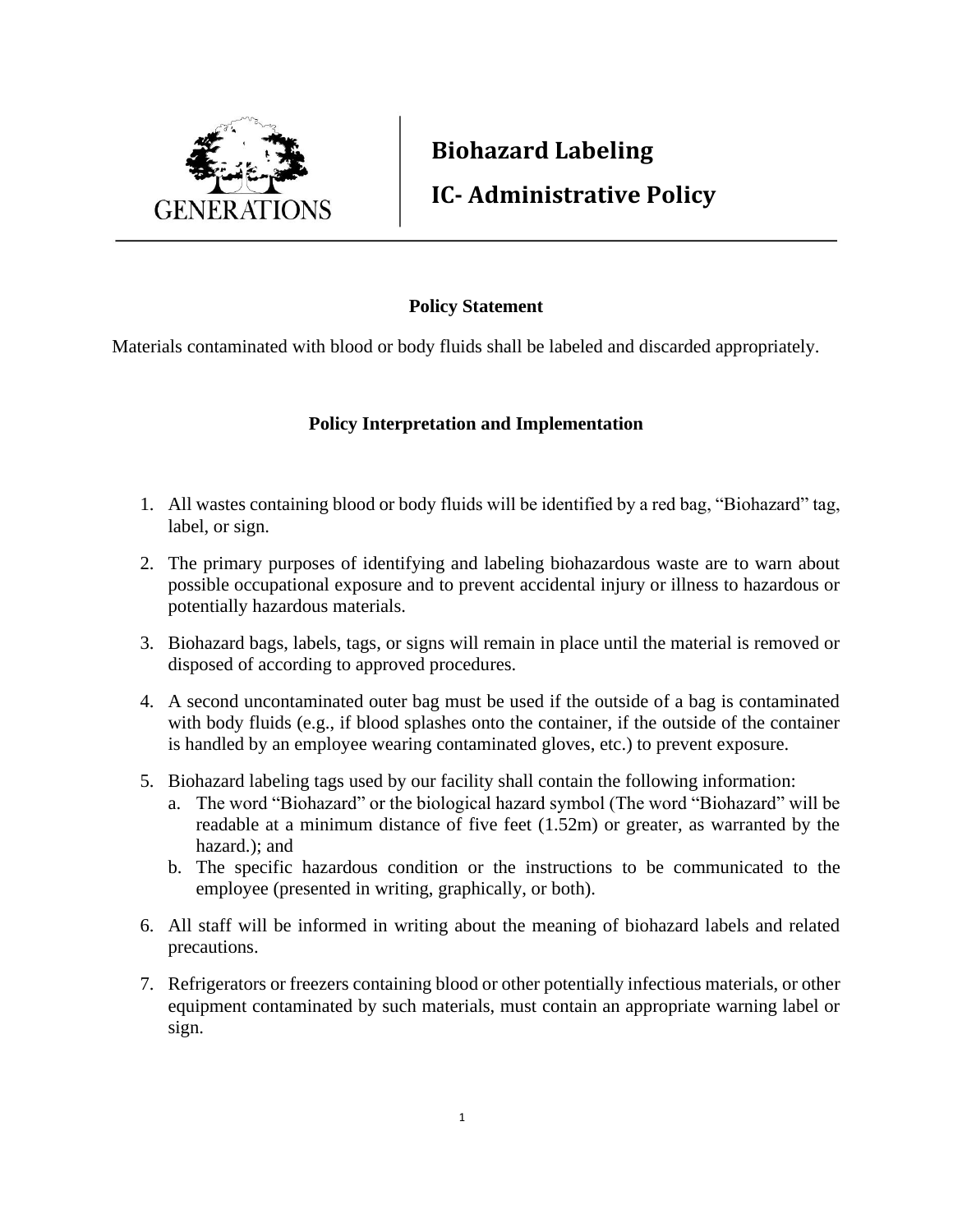GENERATIONS

# Biohazard Labeling

# IC- Administrative Policy

## Policy Statement

Materials contaminated with blood or body fluids shall be labeled and discarded appropriately.

## Policy Interpretation and Implementation

1. All wastes containing blood or body fluids will be identified by a red bag, "Biohazard" tag, label, or sign.
2. The primary purposes of identifying and labeling biohazardous waste are to warn about possible occupational exposure and to prevent accidental injury or illness to hazardous or potentially hazardous materials.
3. Biohazard bags, labels, tags, or signs will remain in place until the material is removed or disposed of according to approved procedures.
4. A second uncontaminated outer bag must be used if the outside of a bag is contaminated with body fluids (e.g., if blood splashes onto the container, if the outside of the container is handled by an employee wearing contaminated gloves, etc.) to prevent exposure.
5. Biohazard labeling tags used by our facility shall contain the following information:
   a. The word "Biohazard" or the biological hazard symbol (The word "Biohazard" will be readable at a minimum distance of five feet (1.52m) or greater, as warranted by the hazard.); and
   b. The specific hazardous condition or the instructions to be communicated to the employee (presented in writing, graphically, or both).
6. All staff will be informed in writing about the meaning of biohazard labels and related precautions.
7. Refrigerators or freezers containing blood or other potentially infectious materials, or other equipment contaminated by such materials, must contain an appropriate warning label or sign.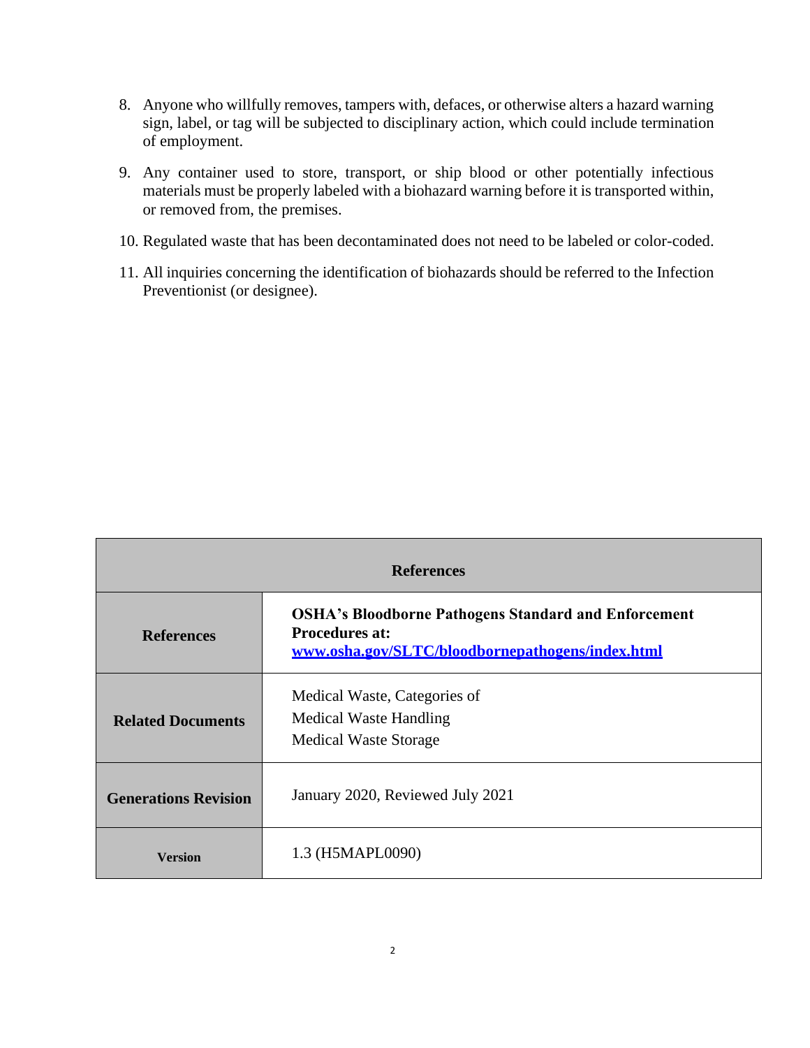8. Anyone who willfully removes, tampers with, defaces, or otherwise alters a hazard warning sign, label, or tag will be subjected to disciplinary action, which could include termination of employment.

9. Any container used to store, transport, or ship blood or other potentially infectious materials must be properly labeled with a biohazard warning before it is transported within, or removed from, the premises.

10. Regulated waste that has been decontaminated does not need to be labeled or color-coded.

11. All inquiries concerning the identification of biohazards should be referred to the Infection Preventionist (or designee).

| References | |
|---|---|
| **References** | **OSHA's Bloodborne Pathogens Standard and Enforcement Procedures at:** **[www.osha.gov/SLTC/bloodbornepathogens/index.html](http://www.osha.gov/SLTC/bloodbornepathogens/index.html)** |
| **Related Documents** | Medical Waste, Categories of<br>Medical Waste Handling<br>Medical Waste Storage |
| **Generations Revision** | January 2020, Reviewed July 2021 |
| **Version** | 1.3 (H5MAPL0090) |